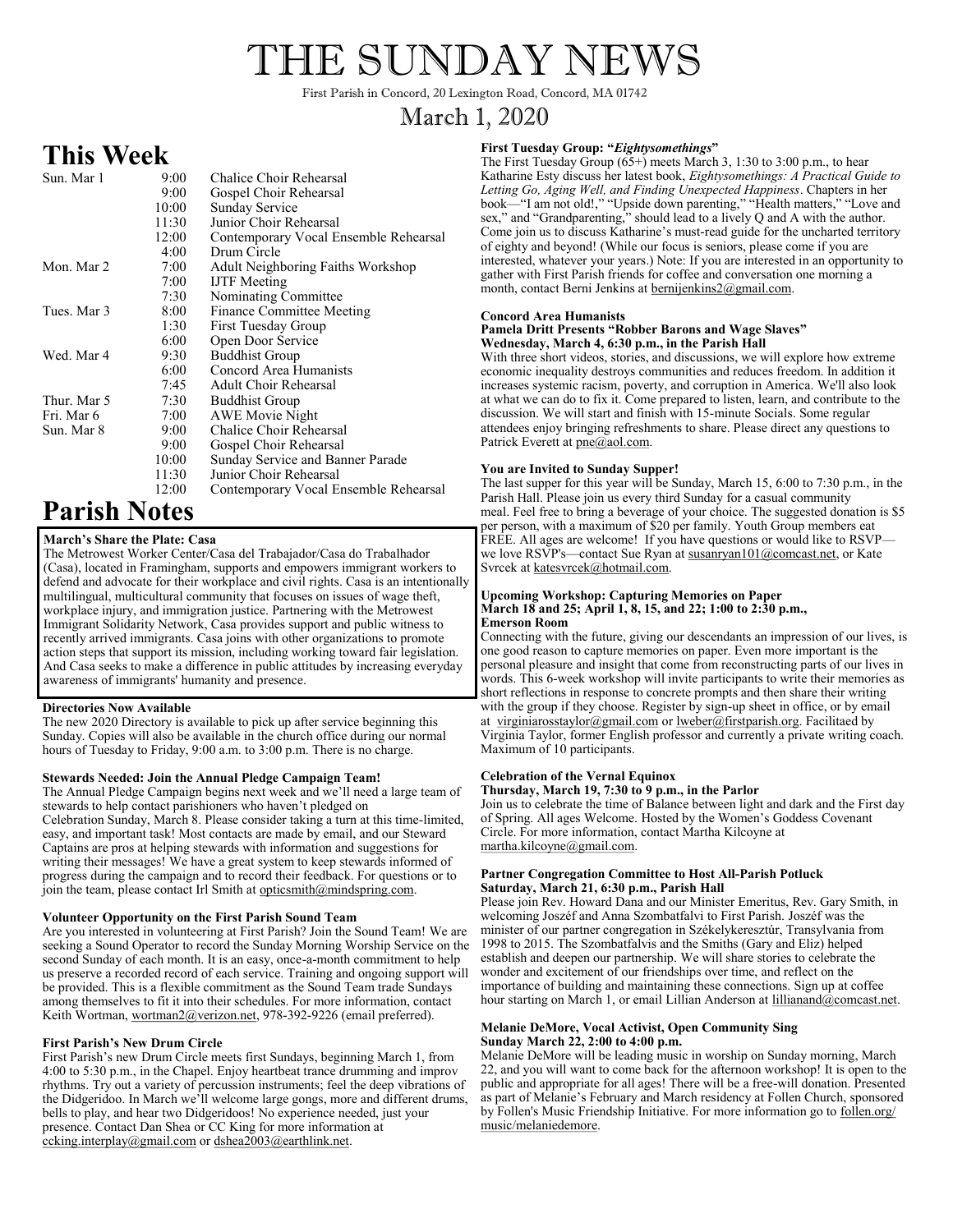# THE SUNDAY NEWS

First Parish in Concord, 20 Lexington Road, Concord, MA 01742

March 1, 2020

## This Week

| | | |
|---|---|---|
| Sun. Mar 1 | 9:00 | Chalice Choir Rehearsal |
| | 9:00 | Gospel Choir Rehearsal |
| | 10:00 | Sunday Service |
| | 11:30 | Junior Choir Rehearsal |
| | 12:00 | Contemporary Vocal Ensemble Rehearsal |
| | 4:00 | Drum Circle |
| Mon. Mar 2 | 7:00 | Adult Neighboring Faiths Workshop |
| | 7:00 | IJTF Meeting |
| | 7:30 | Nominating Committee |
| Tues. Mar 3 | 8:00 | Finance Committee Meeting |
| | 1:30 | First Tuesday Group |
| | 6:00 | Open Door Service |
| Wed. Mar 4 | 9:30 | Buddhist Group |
| | 6:00 | Concord Area Humanists |
| | 7:45 | Adult Choir Rehearsal |
| Thur. Mar 5 | 7:30 | Buddhist Group |
| Fri. Mar 6 | 7:00 | AWE Movie Night |
| Sun. Mar 8 | 9:00 | Chalice Choir Rehearsal |
| | 9:00 | Gospel Choir Rehearsal |
| | 10:00 | Sunday Service and Banner Parade |
| | 11:30 | Junior Choir Rehearsal |
| | 12:00 | Contemporary Vocal Ensemble Rehearsal |

## Parish Notes

**March's Share the Plate: Casa**

The Metrowest Worker Center/Casa del Trabajador/Casa do Trabalhador (Casa), located in Framingham, supports and empowers immigrant workers to defend and advocate for their workplace and civil rights. Casa is an intentionally multilingual, multicultural community that focuses on issues of wage theft, workplace injury, and immigration justice. Partnering with the Metrowest Immigrant Solidarity Network, Casa provides support and public witness to recently arrived immigrants. Casa joins with other organizations to promote action steps that support its mission, including working toward fair legislation. And Casa seeks to make a difference in public attitudes by increasing everyday awareness of immigrants' humanity and presence.

**Directories Now Available**

The new 2020 Directory is available to pick up after service beginning this Sunday. Copies will also be available in the church office during our normal hours of Tuesday to Friday, 9:00 a.m. to 3:00 p.m. There is no charge.

**Stewards Needed: Join the Annual Pledge Campaign Team!**

The Annual Pledge Campaign begins next week and we'll need a large team of stewards to help contact parishioners who haven't pledged on Celebration Sunday, March 8. Please consider taking a turn at this time-limited, easy, and important task! Most contacts are made by email, and our Steward Captains are pros at helping stewards with information and suggestions for writing their messages! We have a great system to keep stewards informed of progress during the campaign and to record their feedback. For questions or to join the team, please contact Irl Smith at opticsmith@mindspring.com.

**Volunteer Opportunity on the First Parish Sound Team**

Are you interested in volunteering at First Parish? Join the Sound Team! We are seeking a Sound Operator to record the Sunday Morning Worship Service on the second Sunday of each month. It is an easy, once-a-month commitment to help us preserve a recorded record of each service. Training and ongoing support will be provided. This is a flexible commitment as the Sound Team trade Sundays among themselves to fit it into their schedules. For more information, contact Keith Wortman, wortman2@verizon.net, 978-392-9226 (email preferred).

**First Parish's New Drum Circle**

First Parish's new Drum Circle meets first Sundays, beginning March 1, from 4:00 to 5:30 p.m., in the Chapel. Enjoy heartbeat trance drumming and improv rhythms. Try out a variety of percussion instruments; feel the deep vibrations of the Didgeridoo. In March we'll welcome large gongs, more and different drums, bells to play, and hear two Didgeridoos! No experience needed, just your presence. Contact Dan Shea or CC King for more information at ccking.interplay@gmail.com or dshea2003@earthlink.net.

**First Tuesday Group: "*Eightysomethings*"**

The First Tuesday Group (65+) meets March 3, 1:30 to 3:00 p.m., to hear Katharine Esty discuss her latest book, *Eightysomethings: A Practical Guide to Letting Go, Aging Well, and Finding Unexpected Happiness*. Chapters in her book—"I am not old!," "Upside down parenting," "Health matters," "Love and sex," and "Grandparenting," should lead to a lively Q and A with the author. Come join us to discuss Katharine's must-read guide for the uncharted territory of eighty and beyond! (While our focus is seniors, please come if you are interested, whatever your years.) Note: If you are interested in an opportunity to gather with First Parish friends for coffee and conversation one morning a month, contact Berni Jenkins at bernijenkins2@gmail.com.

**Concord Area Humanists**
**Pamela Dritt Presents "Robber Barons and Wage Slaves"**
**Wednesday, March 4, 6:30 p.m., in the Parish Hall**

With three short videos, stories, and discussions, we will explore how extreme economic inequality destroys communities and reduces freedom. In addition it increases systemic racism, poverty, and corruption in America. We'll also look at what we can do to fix it. Come prepared to listen, learn, and contribute to the discussion. We will start and finish with 15-minute Socials. Some regular attendees enjoy bringing refreshments to share. Please direct any questions to Patrick Everett at pne@aol.com.

**You are Invited to Sunday Supper!**

The last supper for this year will be Sunday, March 15, 6:00 to 7:30 p.m., in the Parish Hall. Please join us every third Sunday for a casual community meal. Feel free to bring a beverage of your choice. The suggested donation is $5 per person, with a maximum of $20 per family. Youth Group members eat FREE. All ages are welcome! If you have questions or would like to RSVP—we love RSVP's—contact Sue Ryan at susanryan101@comcast.net, or Kate Svrcek at katesvrcek@hotmail.com.

**Upcoming Workshop: Capturing Memories on Paper**
**March 18 and 25; April 1, 8, 15, and 22; 1:00 to 2:30 p.m.,**
**Emerson Room**

Connecting with the future, giving our descendants an impression of our lives, is one good reason to capture memories on paper. Even more important is the personal pleasure and insight that come from reconstructing parts of our lives in words. This 6-week workshop will invite participants to write their memories as short reflections in response to concrete prompts and then share their writing with the group if they choose. Register by sign-up sheet in office, or by email at virginiarosstaylor@gmail.com or lweber@firstparish.org. Facilitaed by Virginia Taylor, former English professor and currently a private writing coach. Maximum of 10 participants.

**Celebration of the Vernal Equinox**
**Thursday, March 19, 7:30 to 9 p.m., in the Parlor**

Join us to celebrate the time of Balance between light and dark and the First day of Spring. All ages Welcome. Hosted by the Women's Goddess Covenant Circle. For more information, contact Martha Kilcoyne at martha.kilcoyne@gmail.com.

**Partner Congregation Committee to Host All-Parish Potluck**
**Saturday, March 21, 6:30 p.m., Parish Hall**

Please join Rev. Howard Dana and our Minister Emeritus, Rev. Gary Smith, in welcoming Joszéf and Anna Szombatfalvi to First Parish. Joszéf was the minister of our partner congregation in Székelykeresztúr, Transylvania from 1998 to 2015. The Szombatfalvis and the Smiths (Gary and Eliz) helped establish and deepen our partnership. We will share stories to celebrate the wonder and excitement of our friendships over time, and reflect on the importance of building and maintaining these connections. Sign up at coffee hour starting on March 1, or email Lillian Anderson at lillianand@comcast.net.

**Melanie DeMore, Vocal Activist, Open Community Sing**
**Sunday March 22, 2:00 to 4:00 p.m.**

Melanie DeMore will be leading music in worship on Sunday morning, March 22, and you will want to come back for the afternoon workshop! It is open to the public and appropriate for all ages! There will be a free-will donation. Presented as part of Melanie's February and March residency at Follen Church, sponsored by Follen's Music Friendship Initiative. For more information go to follen.org/music/melaniedemore.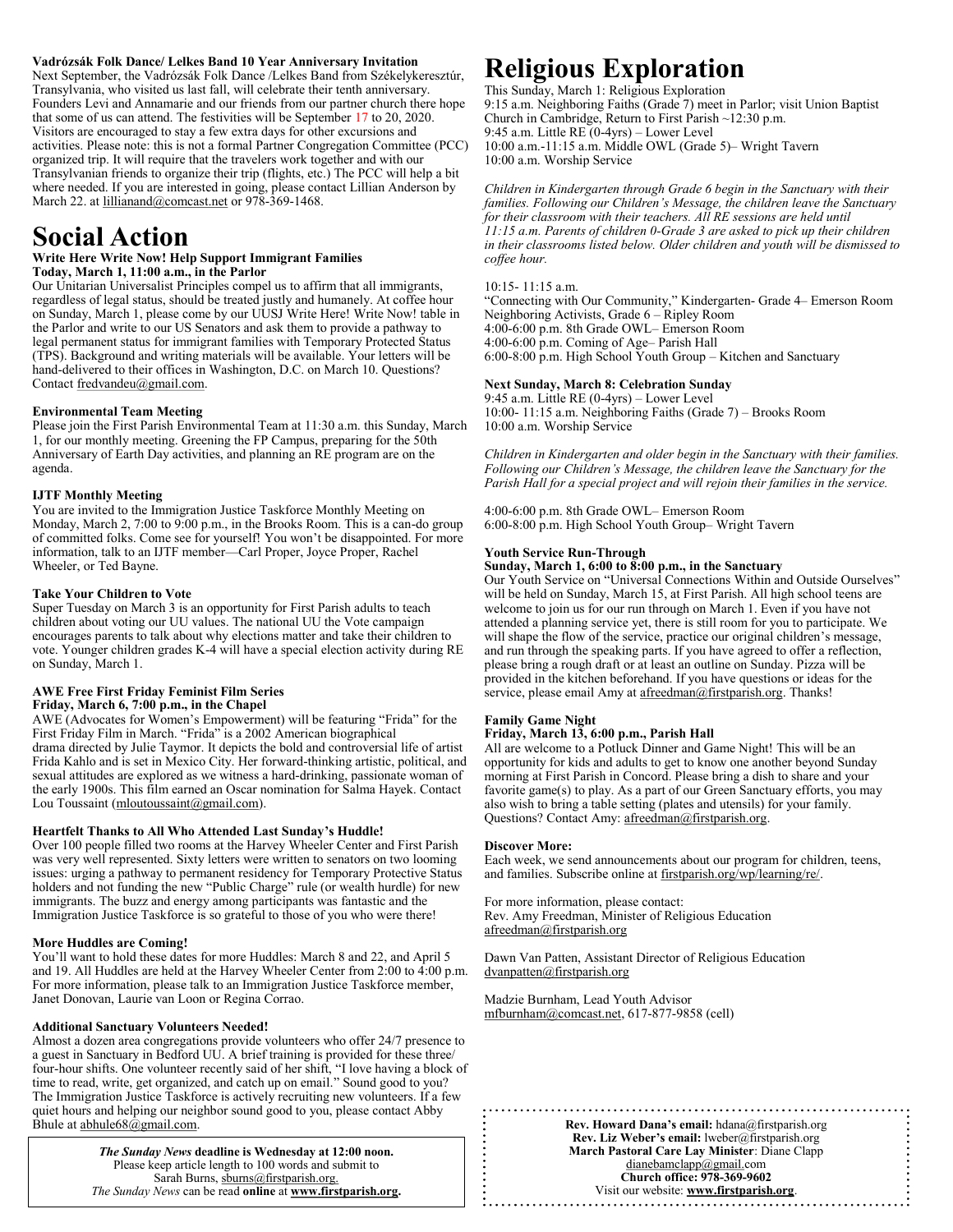**Vadrózsák Folk Dance/ Lelkes Band 10 Year Anniversary Invitation**

Next September, the Vadrózsák Folk Dance /Lelkes Band from Székelykeresztúr, Transylvania, who visited us last fall, will celebrate their tenth anniversary. Founders Levi and Annamarie and our friends from our partner church there hope that some of us can attend. The festivities will be September 17 to 20, 2020. Visitors are encouraged to stay a few extra days for other excursions and activities. Please note: this is not a formal Partner Congregation Committee (PCC) organized trip. It will require that the travelers work together and with our Transylvanian friends to organize their trip (flights, etc.) The PCC will help a bit where needed. If you are interested in going, please contact Lillian Anderson by March 22. at lillianand@comcast.net or 978-369-1468.

# Social Action

**Write Here Write Now! Help Support Immigrant Families**
**Today, March 1, 11:00 a.m., in the Parlor**

Our Unitarian Universalist Principles compel us to affirm that all immigrants, regardless of legal status, should be treated justly and humanely. At coffee hour on Sunday, March 1, please come by our UUSJ Write Here! Write Now! table in the Parlor and write to our US Senators and ask them to provide a pathway to legal permanent status for immigrant families with Temporary Protected Status (TPS). Background and writing materials will be available. Your letters will be hand-delivered to their offices in Washington, D.C. on March 10. Questions? Contact fredvandeu@gmail.com.

**Environmental Team Meeting**

Please join the First Parish Environmental Team at 11:30 a.m. this Sunday, March 1, for our monthly meeting. Greening the FP Campus, preparing for the 50th Anniversary of Earth Day activities, and planning an RE program are on the agenda.

**IJTF Monthly Meeting**

You are invited to the Immigration Justice Taskforce Monthly Meeting on Monday, March 2, 7:00 to 9:00 p.m., in the Brooks Room. This is a can-do group of committed folks. Come see for yourself! You won't be disappointed. For more information, talk to an IJTF member—Carl Proper, Joyce Proper, Rachel Wheeler, or Ted Bayne.

**Take Your Children to Vote**

Super Tuesday on March 3 is an opportunity for First Parish adults to teach children about voting our UU values. The national UU the Vote campaign encourages parents to talk about why elections matter and take their children to vote. Younger children grades K-4 will have a special election activity during RE on Sunday, March 1.

**AWE Free First Friday Feminist Film Series**
**Friday, March 6, 7:00 p.m., in the Chapel**

AWE (Advocates for Women's Empowerment) will be featuring "Frida" for the First Friday Film in March. "Frida" is a 2002 American biographical drama directed by Julie Taymor. It depicts the bold and controversial life of artist Frida Kahlo and is set in Mexico City. Her forward-thinking artistic, political, and sexual attitudes are explored as we witness a hard-drinking, passionate woman of the early 1900s. This film earned an Oscar nomination for Salma Hayek. Contact Lou Toussaint (mloutoussaint@gmail.com).

**Heartfelt Thanks to All Who Attended Last Sunday's Huddle!**

Over 100 people filled two rooms at the Harvey Wheeler Center and First Parish was very well represented. Sixty letters were written to senators on two looming issues: urging a pathway to permanent residency for Temporary Protective Status holders and not funding the new "Public Charge" rule (or wealth hurdle) for new immigrants. The buzz and energy among participants was fantastic and the Immigration Justice Taskforce is so grateful to those of you who were there!

**More Huddles are Coming!**

You'll want to hold these dates for more Huddles: March 8 and 22, and April 5 and 19. All Huddles are held at the Harvey Wheeler Center from 2:00 to 4:00 p.m. For more information, please talk to an Immigration Justice Taskforce member, Janet Donovan, Laurie van Loon or Regina Corrao.

**Additional Sanctuary Volunteers Needed!**

Almost a dozen area congregations provide volunteers who offer 24/7 presence to a guest in Sanctuary in Bedford UU. A brief training is provided for these three/four-hour shifts. One volunteer recently said of her shift, "I love having a block of time to read, write, get organized, and catch up on email." Sound good to you? The Immigration Justice Taskforce is actively recruiting new volunteers. If a few quiet hours and helping our neighbor sound good to you, please contact Abby Bhule at abhule68@gmail.com.

*The Sunday News* **deadline is Wednesday at 12:00 noon.**
Please keep article length to 100 words and submit to Sarah Burns, sburns@firstparish.org.
*The Sunday News* can be read **online** at **www.firstparish.org.**

# Religious Exploration

This Sunday, March 1: Religious Exploration
9:15 a.m. Neighboring Faiths (Grade 7) meet in Parlor; visit Union Baptist Church in Cambridge, Return to First Parish ~12:30 p.m.
9:45 a.m. Little RE (0-4yrs) – Lower Level
10:00 a.m.-11:15 a.m. Middle OWL (Grade 5)– Wright Tavern
10:00 a.m. Worship Service

*Children in Kindergarten through Grade 6 begin in the Sanctuary with their families. Following our Children's Message, the children leave the Sanctuary for their classroom with their teachers. All RE sessions are held until 11:15 a.m. Parents of children 0-Grade 3 are asked to pick up their children in their classrooms listed below. Older children and youth will be dismissed to coffee hour.*

10:15- 11:15 a.m.
"Connecting with Our Community," Kindergarten- Grade 4– Emerson Room
Neighboring Activists, Grade 6 – Ripley Room
4:00-6:00 p.m. 8th Grade OWL– Emerson Room
4:00-6:00 p.m. Coming of Age– Parish Hall
6:00-8:00 p.m. High School Youth Group – Kitchen and Sanctuary

**Next Sunday, March 8: Celebration Sunday**
9:45 a.m. Little RE (0-4yrs) – Lower Level
10:00- 11:15 a.m. Neighboring Faiths (Grade 7) – Brooks Room
10:00 a.m. Worship Service

*Children in Kindergarten and older begin in the Sanctuary with their families. Following our Children's Message, the children leave the Sanctuary for the Parish Hall for a special project and will rejoin their families in the service.*

4:00-6:00 p.m. 8th Grade OWL– Emerson Room
6:00-8:00 p.m. High School Youth Group– Wright Tavern

**Youth Service Run-Through**
**Sunday, March 1, 6:00 to 8:00 p.m., in the Sanctuary**

Our Youth Service on "Universal Connections Within and Outside Ourselves" will be held on Sunday, March 15, at First Parish. All high school teens are welcome to join us for our run through on March 1. Even if you have not attended a planning service yet, there is still room for you to participate. We will shape the flow of the service, practice our original children's message, and run through the speaking parts. If you have agreed to offer a reflection, please bring a rough draft or at least an outline on Sunday. Pizza will be provided in the kitchen beforehand. If you have questions or ideas for the service, please email Amy at afreedman@firstparish.org. Thanks!

**Family Game Night**
**Friday, March 13, 6:00 p.m., Parish Hall**

All are welcome to a Potluck Dinner and Game Night! This will be an opportunity for kids and adults to get to know one another beyond Sunday morning at First Parish in Concord. Please bring a dish to share and your favorite game(s) to play. As a part of our Green Sanctuary efforts, you may also wish to bring a table setting (plates and utensils) for your family. Questions? Contact Amy: afreedman@firstparish.org.

**Discover More:**

Each week, we send announcements about our program for children, teens, and families. Subscribe online at firstparish.org/wp/learning/re/.

For more information, please contact:
Rev. Amy Freedman, Minister of Religious Education
afreedman@firstparish.org

Dawn Van Patten, Assistant Director of Religious Education
dvanpatten@firstparish.org

Madzie Burnham, Lead Youth Advisor
mfburnham@comcast.net, 617-877-9858 (cell)

**Rev. Howard Dana's email:** hdana@firstparish.org
**Rev. Liz Weber's email:** lweber@firstparish.org
**March Pastoral Care Lay Minister**: Diane Clapp
dianebamclapp@gmail.com
**Church office: 978-369-9602**
Visit our website: **www.firstparish.org**.